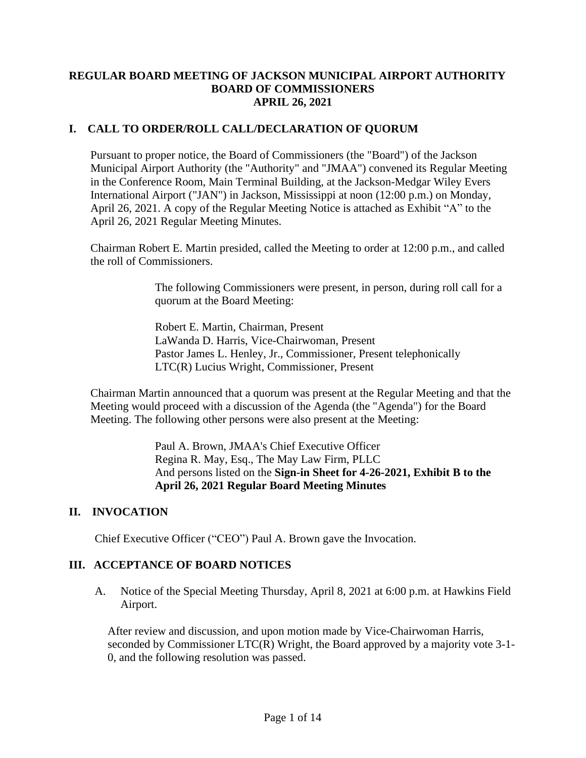# REGULAR BOARD MEETING OF JACKSON MUNICIPAL AIRPORT AUTHORITY BOARD OF COMMISSIONERS APRIL 26, 2021

## I. CALL TO ORDER/ROLL CALL/DECLARATION OF QUORUM

Pursuant to proper notice, the Board of Commissioners (the "Board") of the Jackson Municipal Airport Authority (the "Authority" and "JMAA") convened its Regular Meeting in the Conference Room, Main Terminal Building, at the Jackson-Medgar Wiley Evers International Airport ("JAN") in Jackson, Mississippi at noon (12:00 p.m.) on Monday, April 26, 2021. A copy of the Regular Meeting Notice is attached as Exhibit "A" to the April 26, 2021 Regular Meeting Minutes.

Chairman Robert E. Martin presided, called the Meeting to order at 12:00 p.m., and called the roll of Commissioners.

> The following Commissioners were present, in person, during roll call for a quorum at the Board Meeting:
>
> Robert E. Martin, Chairman, Present
> LaWanda D. Harris, Vice-Chairwoman, Present
> Pastor James L. Henley, Jr., Commissioner, Present telephonically
> LTC(R) Lucius Wright, Commissioner, Present

Chairman Martin announced that a quorum was present at the Regular Meeting and that the Meeting would proceed with a discussion of the Agenda (the "Agenda") for the Board Meeting. The following other persons were also present at the Meeting:

> Paul A. Brown, JMAA's Chief Executive Officer
> Regina R. May, Esq., The May Law Firm, PLLC
> And persons listed on the **Sign-in Sheet for 4-26-2021, Exhibit B to the April 26, 2021 Regular Board Meeting Minutes**

## II. INVOCATION

Chief Executive Officer ("CEO") Paul A. Brown gave the Invocation.

## III. ACCEPTANCE OF BOARD NOTICES

A. Notice of the Special Meeting Thursday, April 8, 2021 at 6:00 p.m. at Hawkins Field Airport.

After review and discussion, and upon motion made by Vice-Chairwoman Harris, seconded by Commissioner LTC(R) Wright, the Board approved by a majority vote 3-1-0, and the following resolution was passed.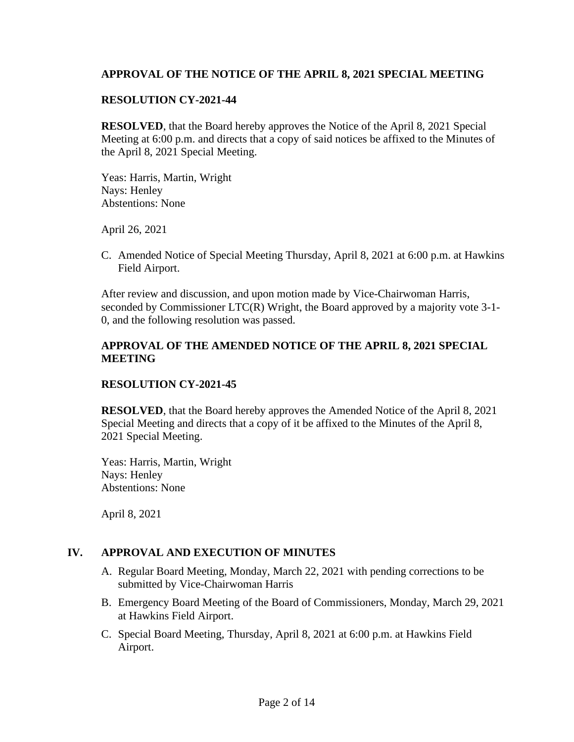**APPROVAL OF THE NOTICE OF THE APRIL 8, 2021 SPECIAL MEETING**

**RESOLUTION CY-2021-44**

**RESOLVED**, that the Board hereby approves the Notice of the April 8, 2021 Special Meeting at 6:00 p.m. and directs that a copy of said notices be affixed to the Minutes of the April 8, 2021 Special Meeting.

Yeas: Harris, Martin, Wright
Nays: Henley
Abstentions: None

April 26, 2021

C. Amended Notice of Special Meeting Thursday, April 8, 2021 at 6:00 p.m. at Hawkins Field Airport.

After review and discussion, and upon motion made by Vice-Chairwoman Harris, seconded by Commissioner LTC(R) Wright, the Board approved by a majority vote 3-1-0, and the following resolution was passed.

**APPROVAL OF THE AMENDED NOTICE OF THE APRIL 8, 2021 SPECIAL MEETING**

**RESOLUTION CY-2021-45**

**RESOLVED**, that the Board hereby approves the Amended Notice of the April 8, 2021 Special Meeting and directs that a copy of it be affixed to the Minutes of the April 8, 2021 Special Meeting.

Yeas: Harris, Martin, Wright
Nays: Henley
Abstentions: None

April 8, 2021

## IV. APPROVAL AND EXECUTION OF MINUTES

A. Regular Board Meeting, Monday, March 22, 2021 with pending corrections to be submitted by Vice-Chairwoman Harris

B. Emergency Board Meeting of the Board of Commissioners, Monday, March 29, 2021 at Hawkins Field Airport.

C. Special Board Meeting, Thursday, April 8, 2021 at 6:00 p.m. at Hawkins Field Airport.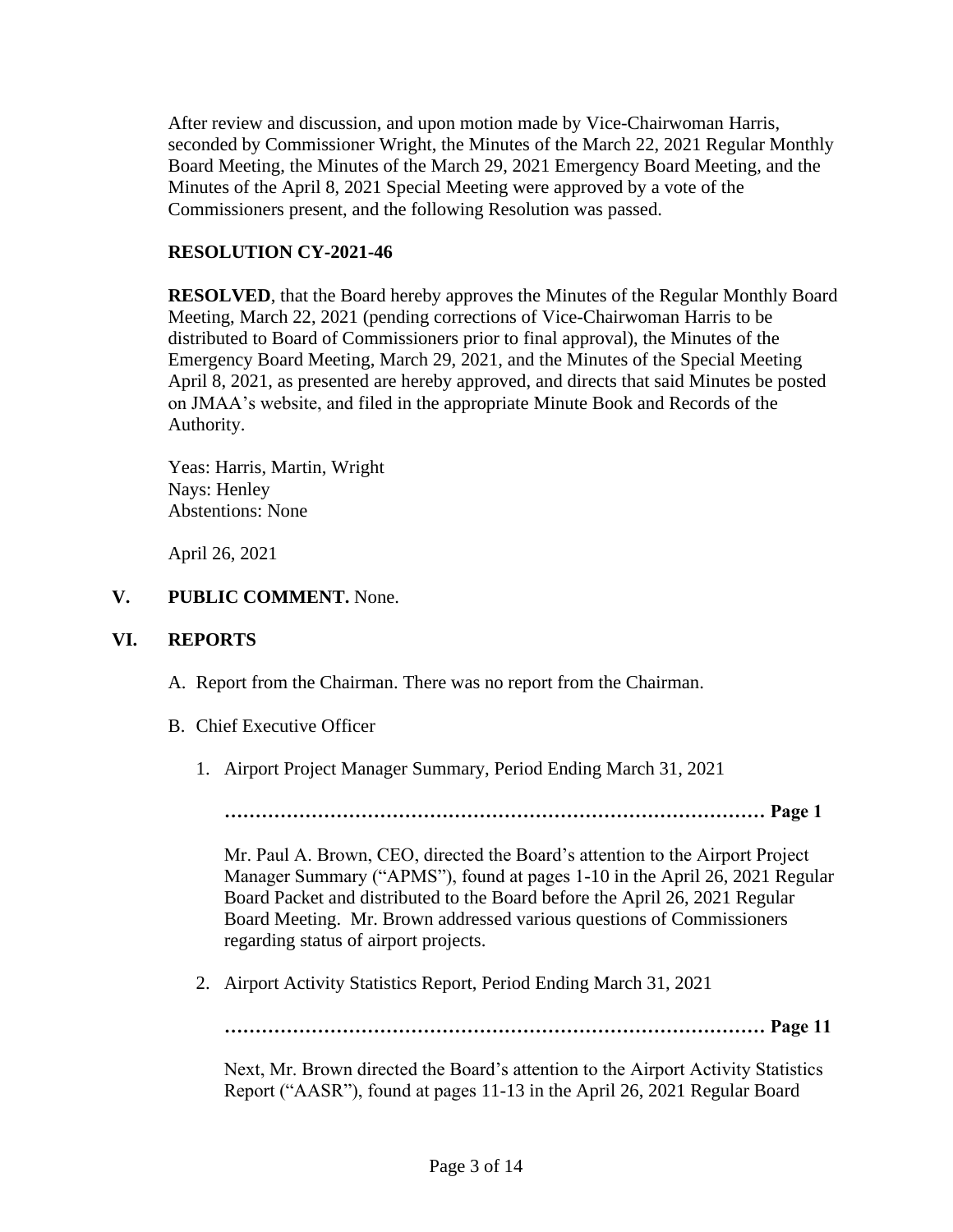After review and discussion, and upon motion made by Vice-Chairwoman Harris, seconded by Commissioner Wright, the Minutes of the March 22, 2021 Regular Monthly Board Meeting, the Minutes of the March 29, 2021 Emergency Board Meeting, and the Minutes of the April 8, 2021 Special Meeting were approved by a vote of the Commissioners present, and the following Resolution was passed.

**RESOLUTION CY-2021-46**

**RESOLVED**, that the Board hereby approves the Minutes of the Regular Monthly Board Meeting, March 22, 2021 (pending corrections of Vice-Chairwoman Harris to be distributed to Board of Commissioners prior to final approval), the Minutes of the Emergency Board Meeting, March 29, 2021, and the Minutes of the Special Meeting April 8, 2021, as presented are hereby approved, and directs that said Minutes be posted on JMAA's website, and filed in the appropriate Minute Book and Records of the Authority.

Yeas: Harris, Martin, Wright
Nays: Henley
Abstentions: None

April 26, 2021

## V. PUBLIC COMMENT. None.

## VI. REPORTS

A. Report from the Chairman. There was no report from the Chairman.

B. Chief Executive Officer

1. Airport Project Manager Summary, Period Ending March 31, 2021

   **……………………………………………………………………………… Page 1**

   Mr. Paul A. Brown, CEO, directed the Board's attention to the Airport Project Manager Summary ("APMS"), found at pages 1-10 in the April 26, 2021 Regular Board Packet and distributed to the Board before the April 26, 2021 Regular Board Meeting. Mr. Brown addressed various questions of Commissioners regarding status of airport projects.

2. Airport Activity Statistics Report, Period Ending March 31, 2021

   **……………………………………………………………………………… Page 11**

   Next, Mr. Brown directed the Board's attention to the Airport Activity Statistics Report ("AASR"), found at pages 11-13 in the April 26, 2021 Regular Board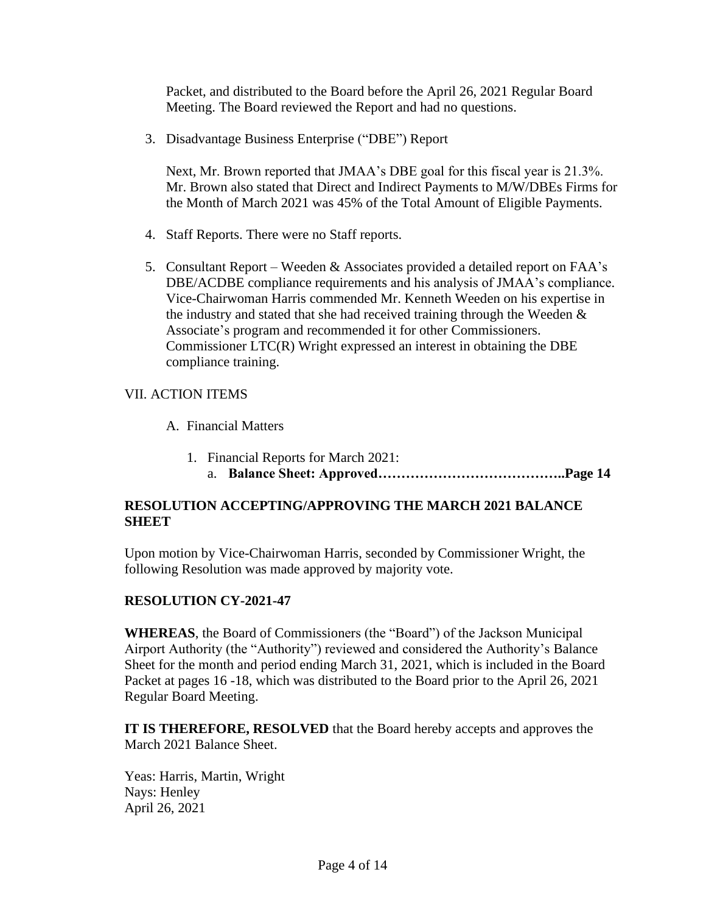Packet, and distributed to the Board before the April 26, 2021 Regular Board Meeting. The Board reviewed the Report and had no questions.

3. Disadvantage Business Enterprise ("DBE") Report

   Next, Mr. Brown reported that JMAA's DBE goal for this fiscal year is 21.3%. Mr. Brown also stated that Direct and Indirect Payments to M/W/DBEs Firms for the Month of March 2021 was 45% of the Total Amount of Eligible Payments.

4. Staff Reports. There were no Staff reports.

5. Consultant Report – Weeden & Associates provided a detailed report on FAA's DBE/ACDBE compliance requirements and his analysis of JMAA's compliance. Vice-Chairwoman Harris commended Mr. Kenneth Weeden on his expertise in the industry and stated that she had received training through the Weeden & Associate's program and recommended it for other Commissioners. Commissioner LTC(R) Wright expressed an interest in obtaining the DBE compliance training.

VII. ACTION ITEMS

A. Financial Matters

1. Financial Reports for March 2021:
   a. **Balance Sheet: Approved…………………………………..Page 14**

**RESOLUTION ACCEPTING/APPROVING THE MARCH 2021 BALANCE SHEET**

Upon motion by Vice-Chairwoman Harris, seconded by Commissioner Wright, the following Resolution was made approved by majority vote.

**RESOLUTION CY-2021-47**

**WHEREAS**, the Board of Commissioners (the "Board") of the Jackson Municipal Airport Authority (the "Authority") reviewed and considered the Authority's Balance Sheet for the month and period ending March 31, 2021, which is included in the Board Packet at pages 16 -18, which was distributed to the Board prior to the April 26, 2021 Regular Board Meeting.

**IT IS THEREFORE, RESOLVED** that the Board hereby accepts and approves the March 2021 Balance Sheet.

Yeas: Harris, Martin, Wright
Nays: Henley
April 26, 2021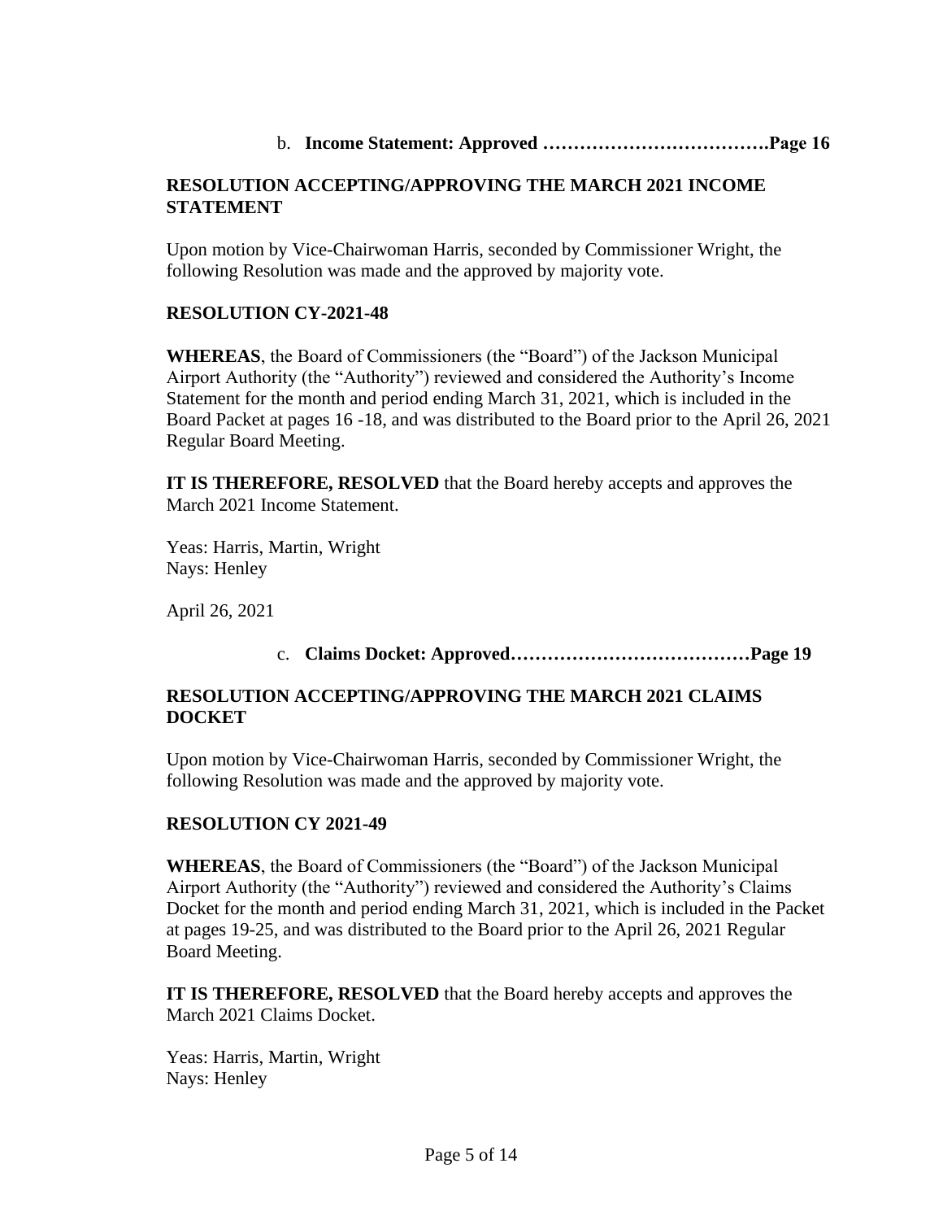b. **Income Statement: Approved ……………………………….Page 16**

**RESOLUTION ACCEPTING/APPROVING THE MARCH 2021 INCOME STATEMENT**

Upon motion by Vice-Chairwoman Harris, seconded by Commissioner Wright, the following Resolution was made and the approved by majority vote.

**RESOLUTION CY-2021-48**

**WHEREAS**, the Board of Commissioners (the "Board") of the Jackson Municipal Airport Authority (the "Authority") reviewed and considered the Authority's Income Statement for the month and period ending March 31, 2021, which is included in the Board Packet at pages 16 -18, and was distributed to the Board prior to the April 26, 2021 Regular Board Meeting.

**IT IS THEREFORE, RESOLVED** that the Board hereby accepts and approves the March 2021 Income Statement.

Yeas: Harris, Martin, Wright
Nays: Henley

April 26, 2021

c. **Claims Docket: Approved…………………………………Page 19**

**RESOLUTION ACCEPTING/APPROVING THE MARCH 2021 CLAIMS DOCKET**

Upon motion by Vice-Chairwoman Harris, seconded by Commissioner Wright, the following Resolution was made and the approved by majority vote.

**RESOLUTION CY 2021-49**

**WHEREAS**, the Board of Commissioners (the "Board") of the Jackson Municipal Airport Authority (the "Authority") reviewed and considered the Authority's Claims Docket for the month and period ending March 31, 2021, which is included in the Packet at pages 19-25, and was distributed to the Board prior to the April 26, 2021 Regular Board Meeting.

**IT IS THEREFORE, RESOLVED** that the Board hereby accepts and approves the March 2021 Claims Docket.

Yeas: Harris, Martin, Wright
Nays: Henley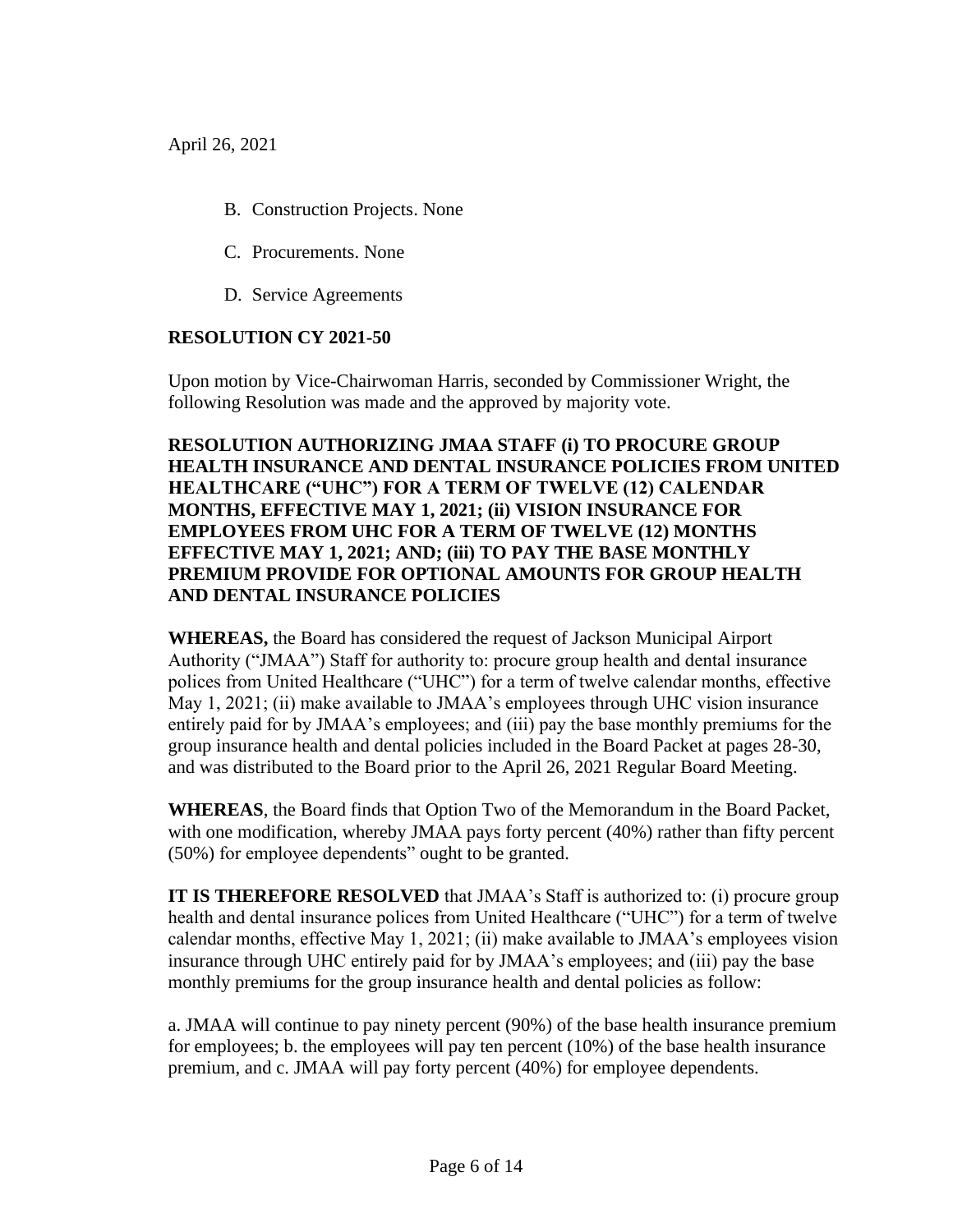April 26, 2021

B. Construction Projects. None

C. Procurements. None

D. Service Agreements

**RESOLUTION CY 2021-50**

Upon motion by Vice-Chairwoman Harris, seconded by Commissioner Wright, the following Resolution was made and the approved by majority vote.

**RESOLUTION AUTHORIZING JMAA STAFF (i) TO PROCURE GROUP HEALTH INSURANCE AND DENTAL INSURANCE POLICIES FROM UNITED HEALTHCARE ("UHC") FOR A TERM OF TWELVE (12) CALENDAR MONTHS, EFFECTIVE MAY 1, 2021; (ii) VISION INSURANCE FOR EMPLOYEES FROM UHC FOR A TERM OF TWELVE (12) MONTHS EFFECTIVE MAY 1, 2021; AND; (iii) TO PAY THE BASE MONTHLY PREMIUM PROVIDE FOR OPTIONAL AMOUNTS FOR GROUP HEALTH AND DENTAL INSURANCE POLICIES**

**WHEREAS,** the Board has considered the request of Jackson Municipal Airport Authority ("JMAA") Staff for authority to: procure group health and dental insurance polices from United Healthcare ("UHC") for a term of twelve calendar months, effective May 1, 2021; (ii) make available to JMAA's employees through UHC vision insurance entirely paid for by JMAA's employees; and (iii) pay the base monthly premiums for the group insurance health and dental policies included in the Board Packet at pages 28-30, and was distributed to the Board prior to the April 26, 2021 Regular Board Meeting.

**WHEREAS**, the Board finds that Option Two of the Memorandum in the Board Packet, with one modification, whereby JMAA pays forty percent (40%) rather than fifty percent (50%) for employee dependents" ought to be granted.

**IT IS THEREFORE RESOLVED** that JMAA's Staff is authorized to: (i) procure group health and dental insurance polices from United Healthcare ("UHC") for a term of twelve calendar months, effective May 1, 2021; (ii) make available to JMAA's employees vision insurance through UHC entirely paid for by JMAA's employees; and (iii) pay the base monthly premiums for the group insurance health and dental policies as follow:

a. JMAA will continue to pay ninety percent (90%) of the base health insurance premium for employees; b. the employees will pay ten percent (10%) of the base health insurance premium, and c. JMAA will pay forty percent (40%) for employee dependents.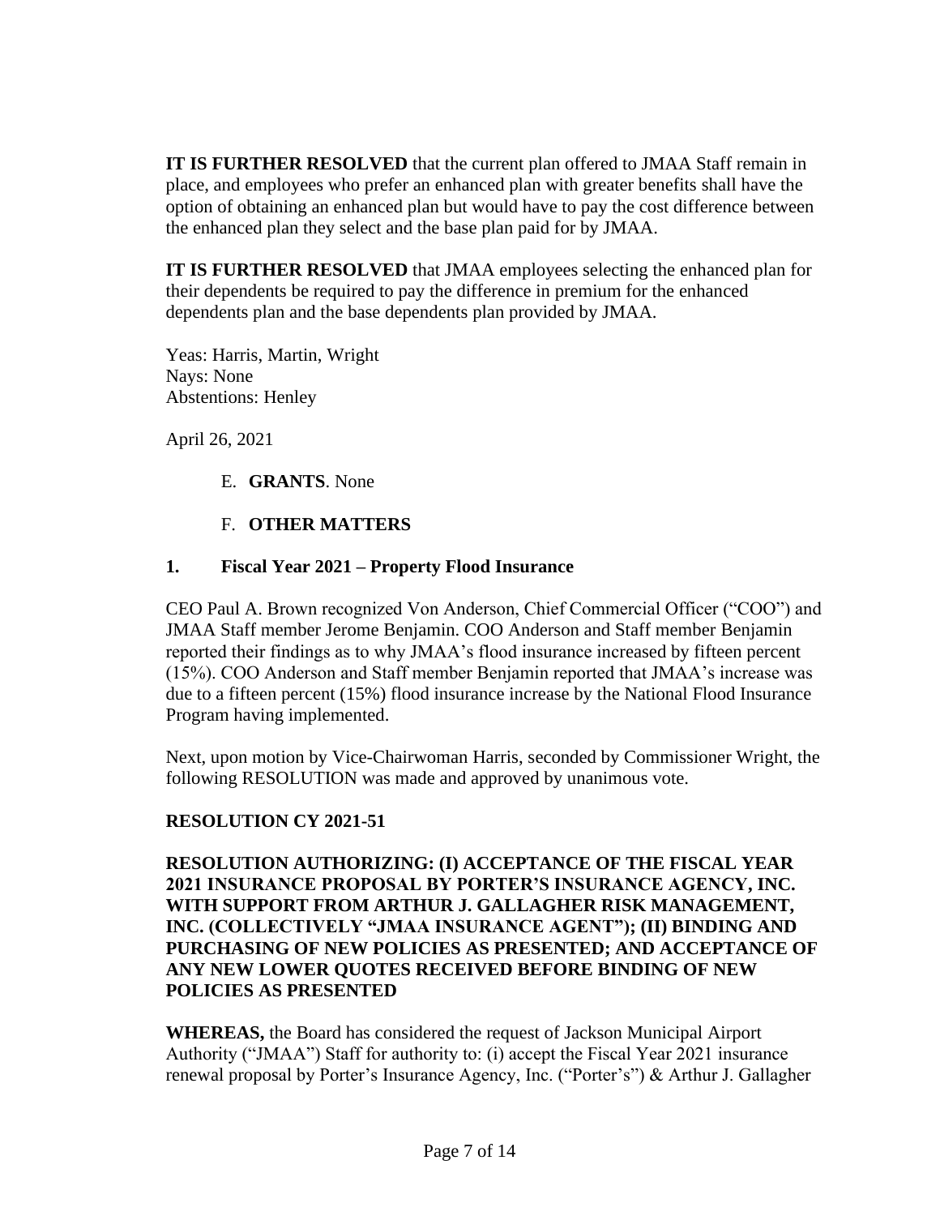**IT IS FURTHER RESOLVED** that the current plan offered to JMAA Staff remain in place, and employees who prefer an enhanced plan with greater benefits shall have the option of obtaining an enhanced plan but would have to pay the cost difference between the enhanced plan they select and the base plan paid for by JMAA.

**IT IS FURTHER RESOLVED** that JMAA employees selecting the enhanced plan for their dependents be required to pay the difference in premium for the enhanced dependents plan and the base dependents plan provided by JMAA.

Yeas: Harris, Martin, Wright
Nays: None
Abstentions: Henley

April 26, 2021

E. **GRANTS**. None

F. **OTHER MATTERS**

**1. Fiscal Year 2021 – Property Flood Insurance**

CEO Paul A. Brown recognized Von Anderson, Chief Commercial Officer ("COO") and JMAA Staff member Jerome Benjamin. COO Anderson and Staff member Benjamin reported their findings as to why JMAA's flood insurance increased by fifteen percent (15%). COO Anderson and Staff member Benjamin reported that JMAA's increase was due to a fifteen percent (15%) flood insurance increase by the National Flood Insurance Program having implemented.

Next, upon motion by Vice-Chairwoman Harris, seconded by Commissioner Wright, the following RESOLUTION was made and approved by unanimous vote.

**RESOLUTION CY 2021-51**

**RESOLUTION AUTHORIZING: (I) ACCEPTANCE OF THE FISCAL YEAR 2021 INSURANCE PROPOSAL BY PORTER'S INSURANCE AGENCY, INC. WITH SUPPORT FROM ARTHUR J. GALLAGHER RISK MANAGEMENT, INC. (COLLECTIVELY "JMAA INSURANCE AGENT"); (II) BINDING AND PURCHASING OF NEW POLICIES AS PRESENTED; AND ACCEPTANCE OF ANY NEW LOWER QUOTES RECEIVED BEFORE BINDING OF NEW POLICIES AS PRESENTED**

**WHEREAS,** the Board has considered the request of Jackson Municipal Airport Authority ("JMAA") Staff for authority to: (i) accept the Fiscal Year 2021 insurance renewal proposal by Porter's Insurance Agency, Inc. ("Porter's") & Arthur J. Gallagher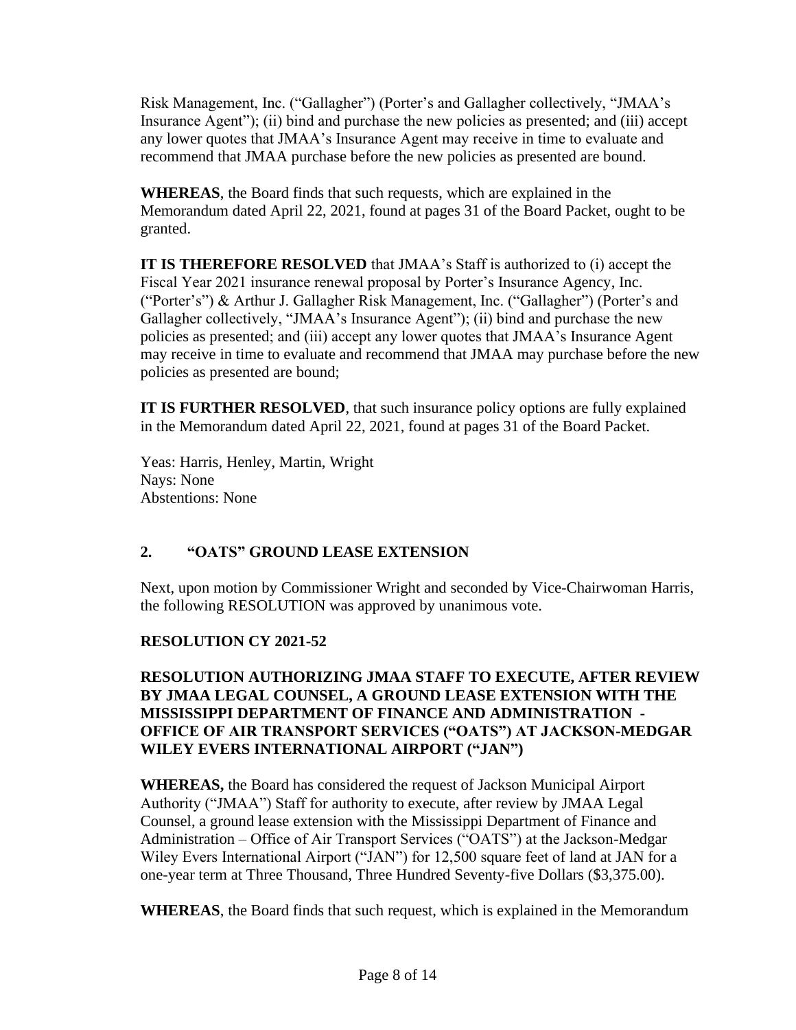Risk Management, Inc. ("Gallagher") (Porter's and Gallagher collectively, "JMAA's Insurance Agent"); (ii) bind and purchase the new policies as presented; and (iii) accept any lower quotes that JMAA's Insurance Agent may receive in time to evaluate and recommend that JMAA purchase before the new policies as presented are bound.

**WHEREAS**, the Board finds that such requests, which are explained in the Memorandum dated April 22, 2021, found at pages 31 of the Board Packet, ought to be granted.

**IT IS THEREFORE RESOLVED** that JMAA's Staff is authorized to (i) accept the Fiscal Year 2021 insurance renewal proposal by Porter's Insurance Agency, Inc. ("Porter's") & Arthur J. Gallagher Risk Management, Inc. ("Gallagher") (Porter's and Gallagher collectively, "JMAA's Insurance Agent"); (ii) bind and purchase the new policies as presented; and (iii) accept any lower quotes that JMAA's Insurance Agent may receive in time to evaluate and recommend that JMAA may purchase before the new policies as presented are bound;

**IT IS FURTHER RESOLVED**, that such insurance policy options are fully explained in the Memorandum dated April 22, 2021, found at pages 31 of the Board Packet.

Yeas: Harris, Henley, Martin, Wright
Nays: None
Abstentions: None

## 2. "OATS" GROUND LEASE EXTENSION

Next, upon motion by Commissioner Wright and seconded by Vice-Chairwoman Harris, the following RESOLUTION was approved by unanimous vote.

### RESOLUTION CY 2021-52

**RESOLUTION AUTHORIZING JMAA STAFF TO EXECUTE, AFTER REVIEW BY JMAA LEGAL COUNSEL, A GROUND LEASE EXTENSION WITH THE MISSISSIPPI DEPARTMENT OF FINANCE AND ADMINISTRATION - OFFICE OF AIR TRANSPORT SERVICES ("OATS") AT JACKSON-MEDGAR WILEY EVERS INTERNATIONAL AIRPORT ("JAN")**

**WHEREAS,** the Board has considered the request of Jackson Municipal Airport Authority ("JMAA") Staff for authority to execute, after review by JMAA Legal Counsel, a ground lease extension with the Mississippi Department of Finance and Administration – Office of Air Transport Services ("OATS") at the Jackson-Medgar Wiley Evers International Airport ("JAN") for 12,500 square feet of land at JAN for a one-year term at Three Thousand, Three Hundred Seventy-five Dollars ($3,375.00).

**WHEREAS**, the Board finds that such request, which is explained in the Memorandum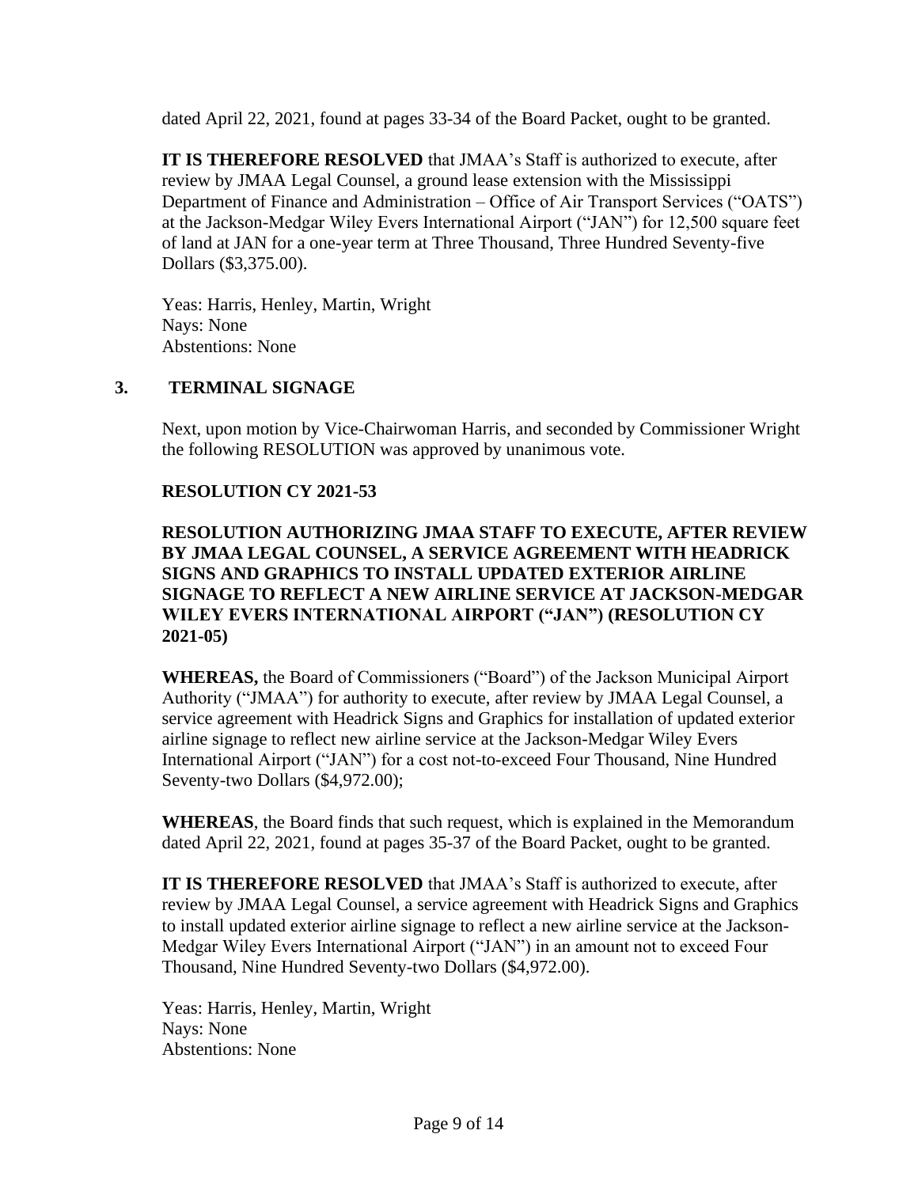dated April 22, 2021, found at pages 33-34 of the Board Packet, ought to be granted.

**IT IS THEREFORE RESOLVED** that JMAA's Staff is authorized to execute, after review by JMAA Legal Counsel, a ground lease extension with the Mississippi Department of Finance and Administration – Office of Air Transport Services ("OATS") at the Jackson-Medgar Wiley Evers International Airport ("JAN") for 12,500 square feet of land at JAN for a one-year term at Three Thousand, Three Hundred Seventy-five Dollars ($3,375.00).

Yeas: Harris, Henley, Martin, Wright
Nays: None
Abstentions: None

## 3. TERMINAL SIGNAGE

Next, upon motion by Vice-Chairwoman Harris, and seconded by Commissioner Wright the following RESOLUTION was approved by unanimous vote.

**RESOLUTION CY 2021-53**

**RESOLUTION AUTHORIZING JMAA STAFF TO EXECUTE, AFTER REVIEW BY JMAA LEGAL COUNSEL, A SERVICE AGREEMENT WITH HEADRICK SIGNS AND GRAPHICS TO INSTALL UPDATED EXTERIOR AIRLINE SIGNAGE TO REFLECT A NEW AIRLINE SERVICE AT JACKSON-MEDGAR WILEY EVERS INTERNATIONAL AIRPORT ("JAN") (RESOLUTION CY 2021-05)**

**WHEREAS,** the Board of Commissioners ("Board") of the Jackson Municipal Airport Authority ("JMAA") for authority to execute, after review by JMAA Legal Counsel, a service agreement with Headrick Signs and Graphics for installation of updated exterior airline signage to reflect new airline service at the Jackson-Medgar Wiley Evers International Airport ("JAN") for a cost not-to-exceed Four Thousand, Nine Hundred Seventy-two Dollars ($4,972.00);

**WHEREAS**, the Board finds that such request, which is explained in the Memorandum dated April 22, 2021, found at pages 35-37 of the Board Packet, ought to be granted.

**IT IS THEREFORE RESOLVED** that JMAA's Staff is authorized to execute, after review by JMAA Legal Counsel, a service agreement with Headrick Signs and Graphics to install updated exterior airline signage to reflect a new airline service at the Jackson-Medgar Wiley Evers International Airport ("JAN") in an amount not to exceed Four Thousand, Nine Hundred Seventy-two Dollars ($4,972.00).

Yeas: Harris, Henley, Martin, Wright
Nays: None
Abstentions: None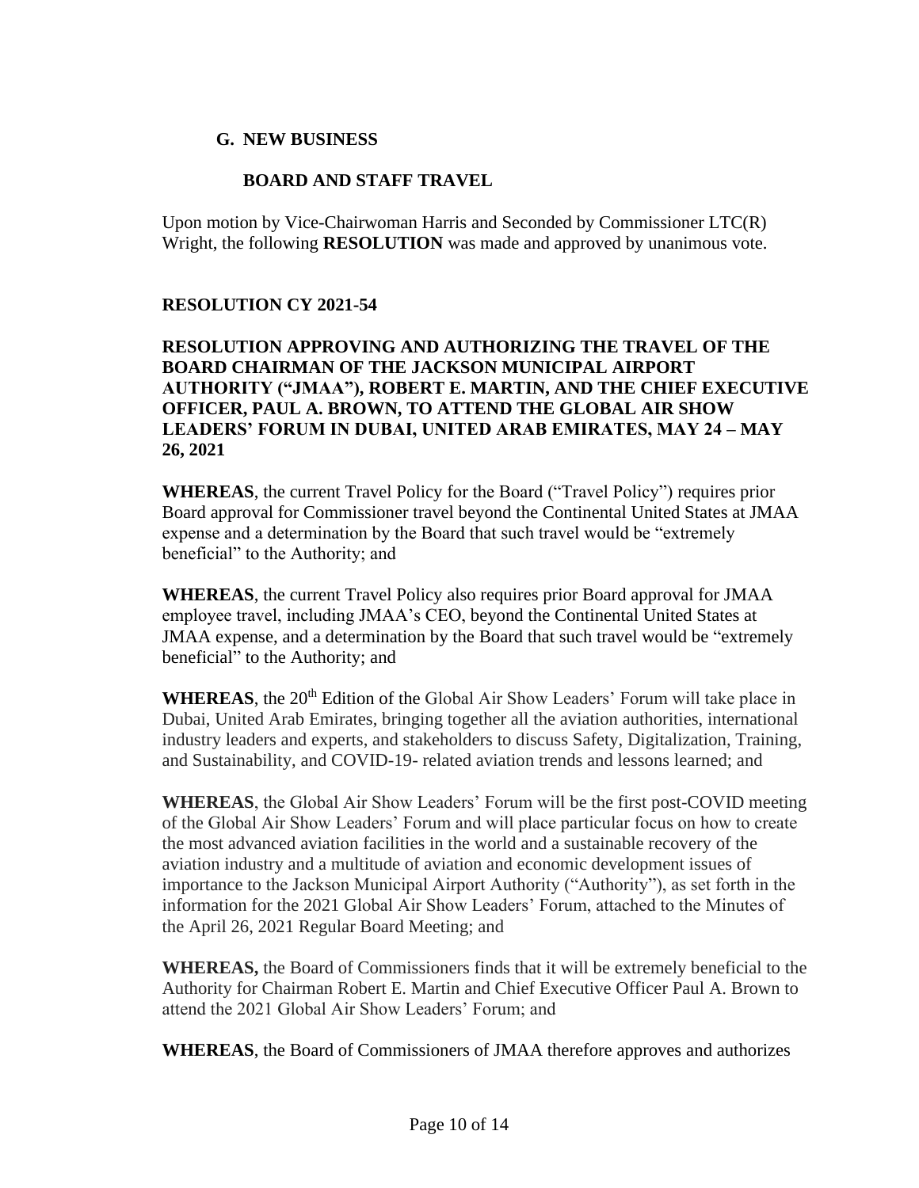## G. NEW BUSINESS

### BOARD AND STAFF TRAVEL

Upon motion by Vice-Chairwoman Harris and Seconded by Commissioner LTC(R) Wright, the following **RESOLUTION** was made and approved by unanimous vote.

**RESOLUTION CY 2021-54**

**RESOLUTION APPROVING AND AUTHORIZING THE TRAVEL OF THE BOARD CHAIRMAN OF THE JACKSON MUNICIPAL AIRPORT AUTHORITY ("JMAA"), ROBERT E. MARTIN, AND THE CHIEF EXECUTIVE OFFICER, PAUL A. BROWN, TO ATTEND THE GLOBAL AIR SHOW LEADERS' FORUM IN DUBAI, UNITED ARAB EMIRATES, MAY 24 – MAY 26, 2021**

**WHEREAS**, the current Travel Policy for the Board ("Travel Policy") requires prior Board approval for Commissioner travel beyond the Continental United States at JMAA expense and a determination by the Board that such travel would be "extremely beneficial" to the Authority; and

**WHEREAS**, the current Travel Policy also requires prior Board approval for JMAA employee travel, including JMAA's CEO, beyond the Continental United States at JMAA expense, and a determination by the Board that such travel would be "extremely beneficial" to the Authority; and

**WHEREAS**, the 20th Edition of the Global Air Show Leaders' Forum will take place in Dubai, United Arab Emirates, bringing together all the aviation authorities, international industry leaders and experts, and stakeholders to discuss Safety, Digitalization, Training, and Sustainability, and COVID-19- related aviation trends and lessons learned; and

**WHEREAS**, the Global Air Show Leaders' Forum will be the first post-COVID meeting of the Global Air Show Leaders' Forum and will place particular focus on how to create the most advanced aviation facilities in the world and a sustainable recovery of the aviation industry and a multitude of aviation and economic development issues of importance to the Jackson Municipal Airport Authority ("Authority"), as set forth in the information for the 2021 Global Air Show Leaders' Forum, attached to the Minutes of the April 26, 2021 Regular Board Meeting; and

**WHEREAS,** the Board of Commissioners finds that it will be extremely beneficial to the Authority for Chairman Robert E. Martin and Chief Executive Officer Paul A. Brown to attend the 2021 Global Air Show Leaders' Forum; and

**WHEREAS**, the Board of Commissioners of JMAA therefore approves and authorizes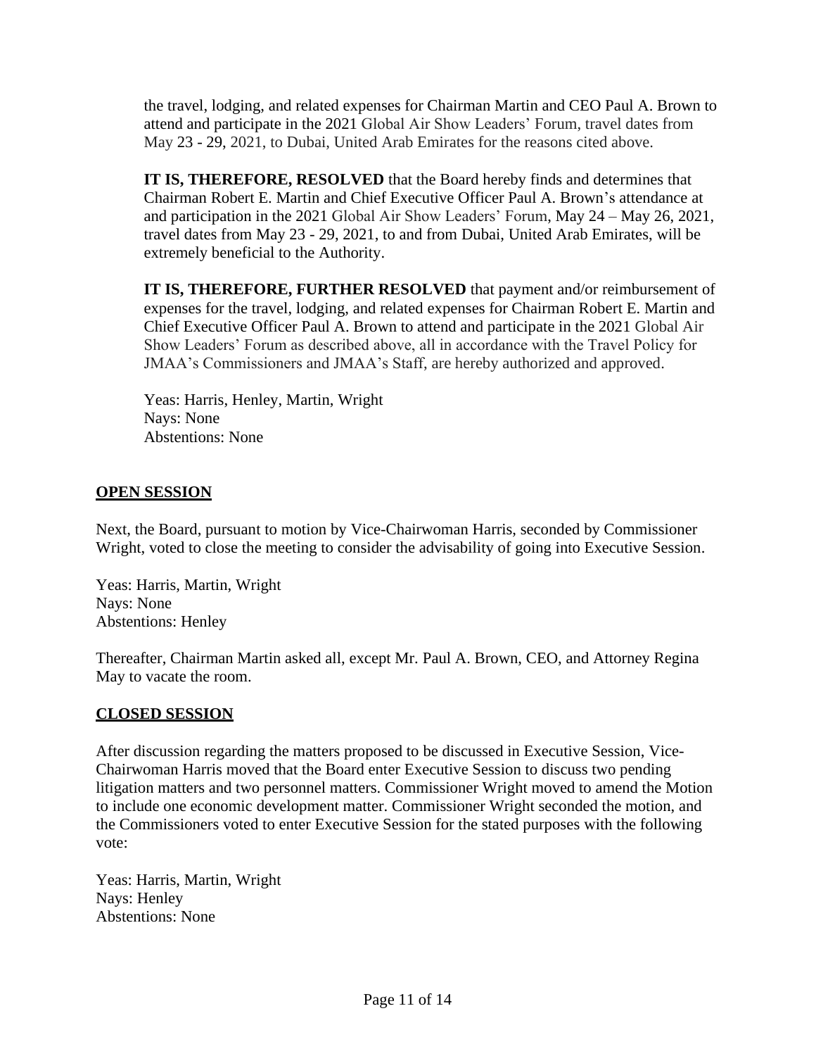the travel, lodging, and related expenses for Chairman Martin and CEO Paul A. Brown to attend and participate in the 2021 Global Air Show Leaders' Forum, travel dates from May 23 - 29, 2021, to Dubai, United Arab Emirates for the reasons cited above.

**IT IS, THEREFORE, RESOLVED** that the Board hereby finds and determines that Chairman Robert E. Martin and Chief Executive Officer Paul A. Brown's attendance at and participation in the 2021 Global Air Show Leaders' Forum, May 24 – May 26, 2021, travel dates from May 23 - 29, 2021, to and from Dubai, United Arab Emirates, will be extremely beneficial to the Authority.

**IT IS, THEREFORE, FURTHER RESOLVED** that payment and/or reimbursement of expenses for the travel, lodging, and related expenses for Chairman Robert E. Martin and Chief Executive Officer Paul A. Brown to attend and participate in the 2021 Global Air Show Leaders' Forum as described above, all in accordance with the Travel Policy for JMAA's Commissioners and JMAA's Staff, are hereby authorized and approved.

Yeas: Harris, Henley, Martin, Wright
Nays: None
Abstentions: None

## OPEN SESSION

Next, the Board, pursuant to motion by Vice-Chairwoman Harris, seconded by Commissioner Wright, voted to close the meeting to consider the advisability of going into Executive Session.

Yeas: Harris, Martin, Wright
Nays: None
Abstentions: Henley

Thereafter, Chairman Martin asked all, except Mr. Paul A. Brown, CEO, and Attorney Regina May to vacate the room.

## CLOSED SESSION

After discussion regarding the matters proposed to be discussed in Executive Session, Vice-Chairwoman Harris moved that the Board enter Executive Session to discuss two pending litigation matters and two personnel matters. Commissioner Wright moved to amend the Motion to include one economic development matter. Commissioner Wright seconded the motion, and the Commissioners voted to enter Executive Session for the stated purposes with the following vote:

Yeas: Harris, Martin, Wright
Nays: Henley
Abstentions: None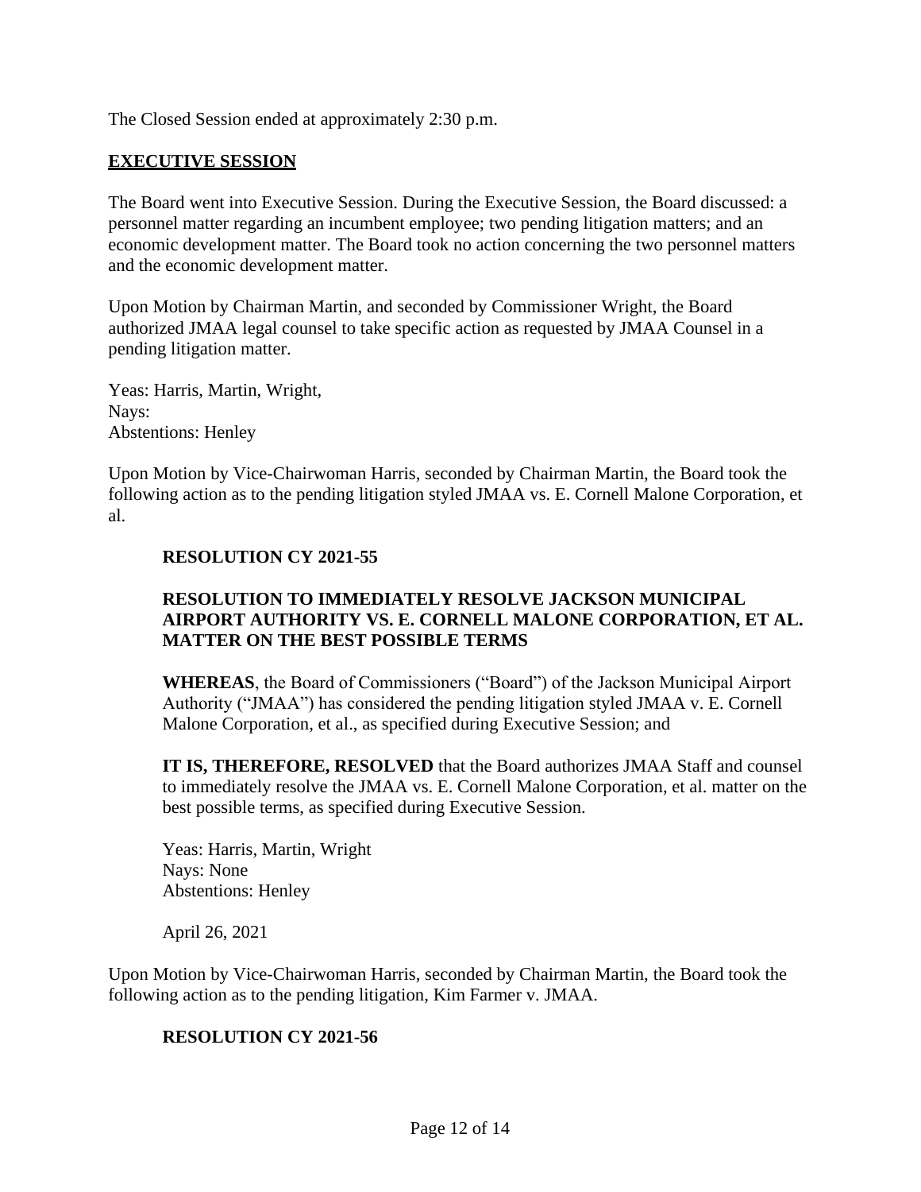The Closed Session ended at approximately 2:30 p.m.

## **EXECUTIVE SESSION**

The Board went into Executive Session. During the Executive Session, the Board discussed: a personnel matter regarding an incumbent employee; two pending litigation matters; and an economic development matter. The Board took no action concerning the two personnel matters and the economic development matter.

Upon Motion by Chairman Martin, and seconded by Commissioner Wright, the Board authorized JMAA legal counsel to take specific action as requested by JMAA Counsel in a pending litigation matter.

Yeas: Harris, Martin, Wright,
Nays:
Abstentions: Henley

Upon Motion by Vice-Chairwoman Harris, seconded by Chairman Martin, the Board took the following action as to the pending litigation styled JMAA vs. E. Cornell Malone Corporation, et al.

> **RESOLUTION CY 2021-55**
>
> **RESOLUTION TO IMMEDIATELY RESOLVE JACKSON MUNICIPAL AIRPORT AUTHORITY VS. E. CORNELL MALONE CORPORATION, ET AL. MATTER ON THE BEST POSSIBLE TERMS**
>
> **WHEREAS**, the Board of Commissioners ("Board") of the Jackson Municipal Airport Authority ("JMAA") has considered the pending litigation styled JMAA v. E. Cornell Malone Corporation, et al., as specified during Executive Session; and
>
> **IT IS, THEREFORE, RESOLVED** that the Board authorizes JMAA Staff and counsel to immediately resolve the JMAA vs. E. Cornell Malone Corporation, et al. matter on the best possible terms, as specified during Executive Session.
>
> Yeas: Harris, Martin, Wright
> Nays: None
> Abstentions: Henley
>
> April 26, 2021

Upon Motion by Vice-Chairwoman Harris, seconded by Chairman Martin, the Board took the following action as to the pending litigation, Kim Farmer v. JMAA.

> **RESOLUTION CY 2021-56**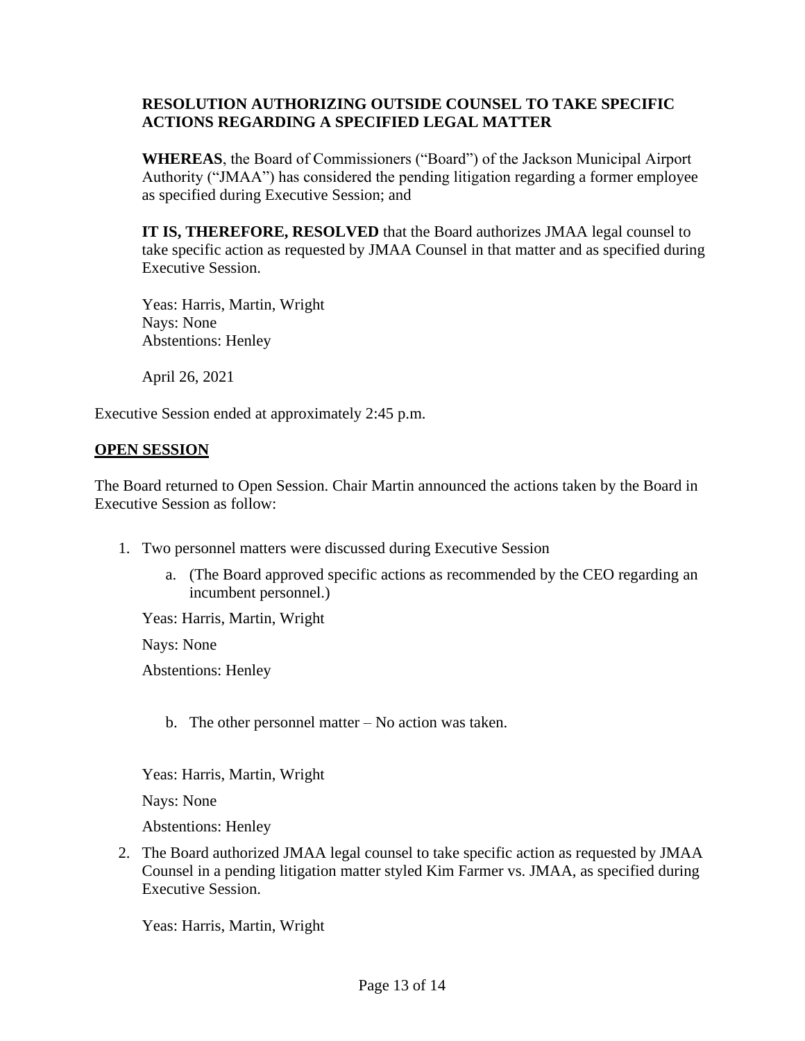**RESOLUTION AUTHORIZING OUTSIDE COUNSEL TO TAKE SPECIFIC ACTIONS REGARDING A SPECIFIED LEGAL MATTER**

**WHEREAS**, the Board of Commissioners ("Board") of the Jackson Municipal Airport Authority ("JMAA") has considered the pending litigation regarding a former employee as specified during Executive Session; and

**IT IS, THEREFORE, RESOLVED** that the Board authorizes JMAA legal counsel to take specific action as requested by JMAA Counsel in that matter and as specified during Executive Session.

Yeas: Harris, Martin, Wright
Nays: None
Abstentions: Henley

April 26, 2021

Executive Session ended at approximately 2:45 p.m.

**OPEN SESSION**

The Board returned to Open Session. Chair Martin announced the actions taken by the Board in Executive Session as follow:

1. Two personnel matters were discussed during Executive Session

   a. (The Board approved specific actions as recommended by the CEO regarding an incumbent personnel.)

   Yeas: Harris, Martin, Wright

   Nays: None

   Abstentions: Henley

   b. The other personnel matter – No action was taken.

   Yeas: Harris, Martin, Wright

   Nays: None

   Abstentions: Henley

2. The Board authorized JMAA legal counsel to take specific action as requested by JMAA Counsel in a pending litigation matter styled Kim Farmer vs. JMAA, as specified during Executive Session.

   Yeas: Harris, Martin, Wright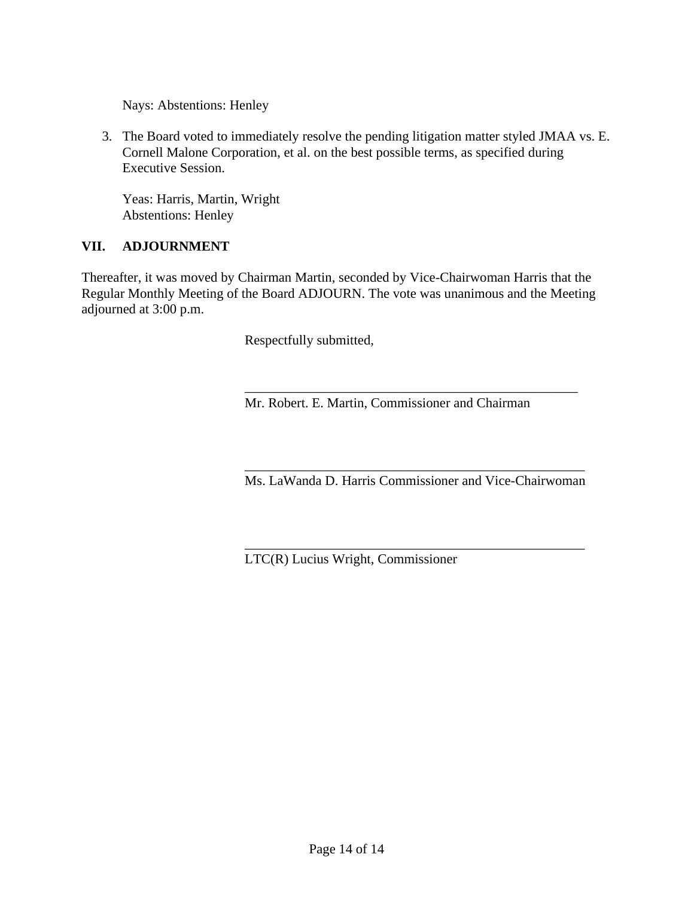Nays: Abstentions: Henley

3. The Board voted to immediately resolve the pending litigation matter styled JMAA vs. E. Cornell Malone Corporation, et al. on the best possible terms, as specified during Executive Session.

   Yeas: Harris, Martin, Wright
   Abstentions: Henley

## VII. ADJOURNMENT

Thereafter, it was moved by Chairman Martin, seconded by Vice-Chairwoman Harris that the Regular Monthly Meeting of the Board ADJOURN. The vote was unanimous and the Meeting adjourned at 3:00 p.m.

Respectfully submitted,

\_\_\_\_\_\_\_\_\_\_\_\_\_\_\_\_\_\_\_\_\_\_\_\_\_\_\_\_\_\_\_\_\_\_\_\_\_\_\_\_\_\_\_\_\_\_\_\_
Mr. Robert. E. Martin, Commissioner and Chairman

\_\_\_\_\_\_\_\_\_\_\_\_\_\_\_\_\_\_\_\_\_\_\_\_\_\_\_\_\_\_\_\_\_\_\_\_\_\_\_\_\_\_\_\_\_\_\_\_
Ms. LaWanda D. Harris Commissioner and Vice-Chairwoman

\_\_\_\_\_\_\_\_\_\_\_\_\_\_\_\_\_\_\_\_\_\_\_\_\_\_\_\_\_\_\_\_\_\_\_\_\_\_\_\_\_\_\_\_\_\_\_\_
LTC(R) Lucius Wright, Commissioner